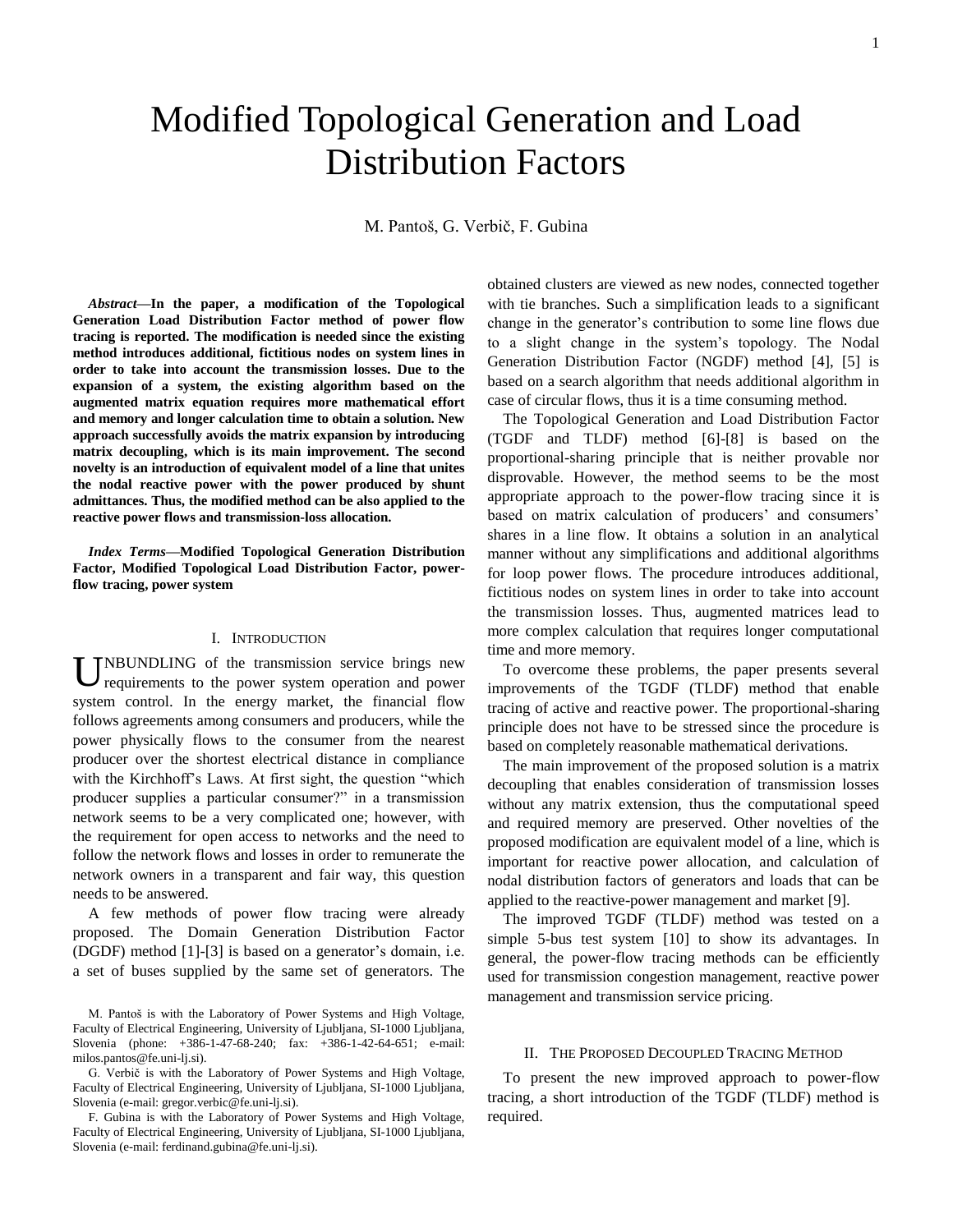# Modified Topological Generation and Load Distribution Factors

M. Pantoš, G. Verbič, F. Gubina

***Abstract*—In the paper, a modification of the Topological Generation Load Distribution Factor method of power flow tracing is reported. The modification is needed since the existing method introduces additional, fictitious nodes on system lines in order to take into account the transmission losses. Due to the expansion of a system, the existing algorithm based on the augmented matrix equation requires more mathematical effort and memory and longer calculation time to obtain a solution. New approach successfully avoids the matrix expansion by introducing matrix decoupling, which is its main improvement. The second novelty is an introduction of equivalent model of a line that unites the nodal reactive power with the power produced by shunt admittances. Thus, the modified method can be also applied to the reactive power flows and transmission-loss allocation.**

***Index Terms*—Modified Topological Generation Distribution Factor, Modified Topological Load Distribution Factor, power-flow tracing, power system**

## I. Introduction

UNBUNDLING of the transmission service brings new requirements to the power system operation and power system control. In the energy market, the financial flow follows agreements among consumers and producers, while the power physically flows to the consumer from the nearest producer over the shortest electrical distance in compliance with the Kirchhoff's Laws. At first sight, the question "which producer supplies a particular consumer?" in a transmission network seems to be a very complicated one; however, with the requirement for open access to networks and the need to follow the network flows and losses in order to remunerate the network owners in a transparent and fair way, this question needs to be answered.

A few methods of power flow tracing were already proposed. The Domain Generation Distribution Factor (DGDF) method [1]-[3] is based on a generator's domain, i.e. a set of buses supplied by the same set of generators. The obtained clusters are viewed as new nodes, connected together with tie branches. Such a simplification leads to a significant change in the generator's contribution to some line flows due to a slight change in the system's topology. The Nodal Generation Distribution Factor (NGDF) method [4], [5] is based on a search algorithm that needs additional algorithm in case of circular flows, thus it is a time consuming method.

The Topological Generation and Load Distribution Factor (TGDF and TLDF) method [6]-[8] is based on the proportional-sharing principle that is neither provable nor disprovable. However, the method seems to be the most appropriate approach to the power-flow tracing since it is based on matrix calculation of producers' and consumers' shares in a line flow. It obtains a solution in an analytical manner without any simplifications and additional algorithms for loop power flows. The procedure introduces additional, fictitious nodes on system lines in order to take into account the transmission losses. Thus, augmented matrices lead to more complex calculation that requires longer computational time and more memory.

To overcome these problems, the paper presents several improvements of the TGDF (TLDF) method that enable tracing of active and reactive power. The proportional-sharing principle does not have to be stressed since the procedure is based on completely reasonable mathematical derivations.

The main improvement of the proposed solution is a matrix decoupling that enables consideration of transmission losses without any matrix extension, thus the computational speed and required memory are preserved. Other novelties of the proposed modification are equivalent model of a line, which is important for reactive power allocation, and calculation of nodal distribution factors of generators and loads that can be applied to the reactive-power management and market [9].

The improved TGDF (TLDF) method was tested on a simple 5-bus test system [10] to show its advantages. In general, the power-flow tracing methods can be efficiently used for transmission congestion management, reactive power management and transmission service pricing.

## II. The Proposed Decoupled Tracing Method

To present the new improved approach to power-flow tracing, a short introduction of the TGDF (TLDF) method is required.

M. Pantoš is with the Laboratory of Power Systems and High Voltage, Faculty of Electrical Engineering, University of Ljubljana, SI-1000 Ljubljana, Slovenia (phone: +386-1-47-68-240; fax: +386-1-42-64-651; e-mail: milos.pantos@fe.uni-lj.si).

G. Verbič is with the Laboratory of Power Systems and High Voltage, Faculty of Electrical Engineering, University of Ljubljana, SI-1000 Ljubljana, Slovenia (e-mail: gregor.verbic@fe.uni-lj.si).

F. Gubina is with the Laboratory of Power Systems and High Voltage, Faculty of Electrical Engineering, University of Ljubljana, SI-1000 Ljubljana, Slovenia (e-mail: ferdinand.gubina@fe.uni-lj.si).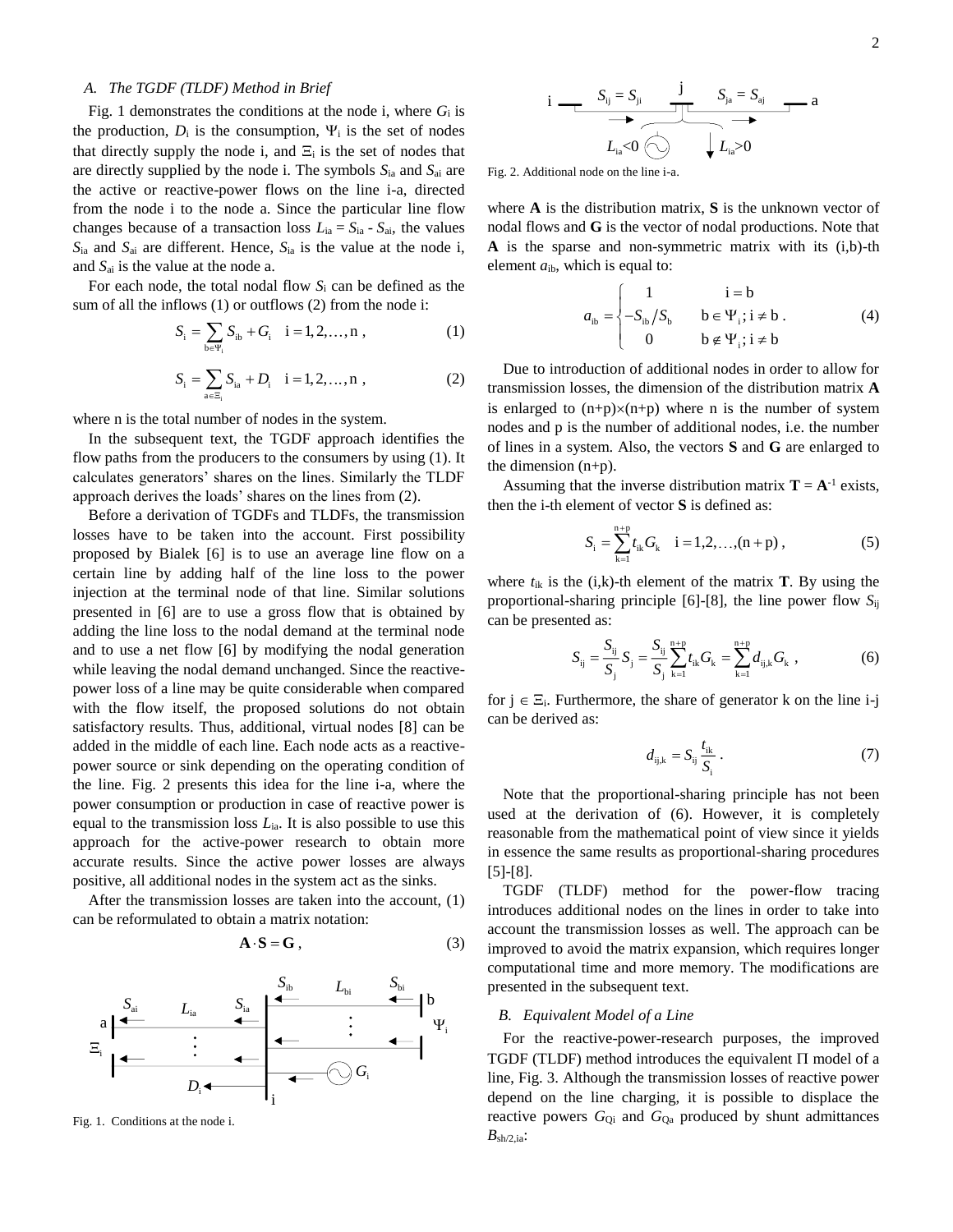### A. The TGDF (TLDF) Method in Brief

Fig. 1 demonstrates the conditions at the node i, where $G_i$ is the production, $D_i$ is the consumption, $\Psi_i$ is the set of nodes that directly supply the node i, and $\Xi_i$ is the set of nodes that are directly supplied by the node i. The symbols $S_{ia}$ and $S_{ai}$ are the active or reactive-power flows on the line i-a, directed from the node i to the node a. Since the particular line flow changes because of a transaction loss $L_{ia} = S_{ia} - S_{ai}$, the values $S_{ia}$ and $S_{ai}$ are different. Hence, $S_{ia}$ is the value at the node i, and $S_{ai}$ is the value at the node a.

For each node, the total nodal flow $S_i$ can be defined as the sum of all the inflows (1) or outflows (2) from the node i:

$$S_i = \sum_{b \in \Psi_i} S_{ib} + G_i \quad i = 1, 2, \ldots, n \,, \tag{1}$$

$$S_i = \sum_{a \in \Xi_i} S_{ia} + D_i \quad i = 1, 2, \ldots, n \,, \tag{2}$$

where n is the total number of nodes in the system.

In the subsequent text, the TGDF approach identifies the flow paths from the producers to the consumers by using (1). It calculates generators' shares on the lines. Similarly the TLDF approach derives the loads' shares on the lines from (2).

Before a derivation of TGDFs and TLDFs, the transmission losses have to be taken into the account. First possibility proposed by Bialek [6] is to use an average line flow on a certain line by adding half of the line loss to the power injection at the terminal node of that line. Similar solutions presented in [6] are to use a gross flow that is obtained by adding the line loss to the nodal demand at the terminal node and to use a net flow [6] by modifying the nodal generation while leaving the nodal demand unchanged. Since the reactive-power loss of a line may be quite considerable when compared with the flow itself, the proposed solutions do not obtain satisfactory results. Thus, additional, virtual nodes [8] can be added in the middle of each line. Each node acts as a reactive-power source or sink depending on the operating condition of the line. Fig. 2 presents this idea for the line i-a, where the power consumption or production in case of reactive power is equal to the transmission loss $L_{ia}$. It is also possible to use this approach for the active-power research to obtain more accurate results. Since the active power losses are always positive, all additional nodes in the system act as the sinks.

After the transmission losses are taken into the account, (1) can be reformulated to obtain a matrix notation:

$$\mathbf{A} \cdot \mathbf{S} = \mathbf{G} \,, \tag{3}$$

Fig. 1. Conditions at the node i.

Fig. 2. Additional node on the line i-a.

where **A** is the distribution matrix, **S** is the unknown vector of nodal flows and **G** is the vector of nodal productions. Note that **A** is the sparse and non-symmetric matrix with its (i,b)-th element $a_{ib}$, which is equal to:

$$a_{ib} = \begin{cases} 1 & i = b \\ -S_{ib}/S_b & b \in \Psi_i ; i \neq b \\ 0 & b \notin \Psi_i ; i \neq b \end{cases} . \tag{4}$$

Due to introduction of additional nodes in order to allow for transmission losses, the dimension of the distribution matrix **A** is enlarged to (n+p)×(n+p) where n is the number of system nodes and p is the number of additional nodes, i.e. the number of lines in a system. Also, the vectors **S** and **G** are enlarged to the dimension (n+p).

Assuming that the inverse distribution matrix $\mathbf{T} = \mathbf{A}^{-1}$ exists, then the i-th element of vector **S** is defined as:

$$S_i = \sum_{k=1}^{n+p} t_{ik} G_k \quad i = 1,2,\ldots,(n+p) \,, \tag{5}$$

where $t_{ik}$ is the (i,k)-th element of the matrix **T**. By using the proportional-sharing principle [6]-[8], the line power flow $S_{ij}$ can be presented as:

$$S_{ij} = \frac{S_{ij}}{S_j} S_j = \frac{S_{ij}}{S_j} \sum_{k=1}^{n+p} t_{ik} G_k = \sum_{k=1}^{n+p} d_{ij,k} G_k \,, \tag{6}$$

for $j \in \Xi_i$. Furthermore, the share of generator k on the line i-j can be derived as:

$$d_{ij,k} = S_{ij} \frac{t_{ik}}{S_i} \,. \tag{7}$$

Note that the proportional-sharing principle has not been used at the derivation of (6). However, it is completely reasonable from the mathematical point of view since it yields in essence the same results as proportional-sharing procedures [5]-[8].

TGDF (TLDF) method for the power-flow tracing introduces additional nodes on the lines in order to take into account the transmission losses as well. The approach can be improved to avoid the matrix expansion, which requires longer computational time and more memory. The modifications are presented in the subsequent text.

### B. Equivalent Model of a Line

For the reactive-power-research purposes, the improved TGDF (TLDF) method introduces the equivalent Π model of a line, Fig. 3. Although the transmission losses of reactive power depend on the line charging, it is possible to displace the reactive powers $G_{Qi}$ and $G_{Qa}$ produced by shunt admittances $B_{sh/2,ia}$: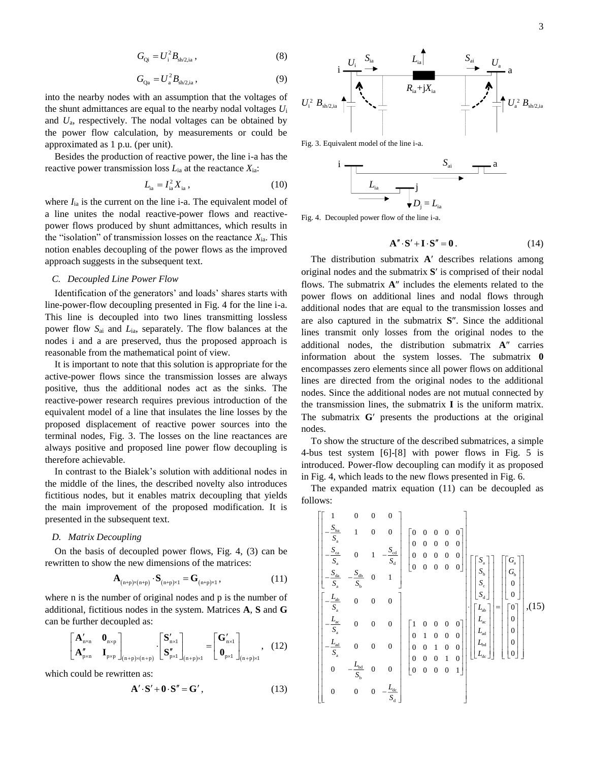$$G_{\mathrm{Qi}} = U_{\mathrm{i}}^2 B_{\mathrm{sh/2,ia}}\,, \tag{8}$$

$$G_{\mathrm{Qa}} = U_{\mathrm{a}}^2 B_{\mathrm{sh/2,ia}}\,, \tag{9}$$

into the nearby nodes with an assumption that the voltages of the shunt admittances are equal to the nearby nodal voltages $U_{\mathrm{i}}$ and $U_{\mathrm{a}}$, respectively. The nodal voltages can be obtained by the power flow calculation, by measurements or could be approximated as 1 p.u. (per unit).

Besides the production of reactive power, the line i-a has the reactive power transmission loss $L_{\mathrm{ia}}$ at the reactance $X_{\mathrm{ia}}$:

$$L_{\mathrm{ia}} = I_{\mathrm{ia}}^2 X_{\mathrm{ia}}\,, \tag{10}$$

where $I_{\mathrm{ia}}$ is the current on the line i-a. The equivalent model of a line unites the nodal reactive-power flows and reactive-power flows produced by shunt admittances, which results in the "isolation" of transmission losses on the reactance $X_{\mathrm{ia}}$. This notion enables decoupling of the power flows as the improved approach suggests in the subsequent text.

### C. Decoupled Line Power Flow

Identification of the generators' and loads' shares starts with line-power-flow decoupling presented in Fig. 4 for the line i-a. This line is decoupled into two lines transmitting lossless power flow $S_{\mathrm{ai}}$ and $L_{\mathrm{ia}}$, separately. The flow balances at the nodes i and a are preserved, thus the proposed approach is reasonable from the mathematical point of view.

It is important to note that this solution is appropriate for the active-power flows since the transmission losses are always positive, thus the additional nodes act as the sinks. The reactive-power research requires previous introduction of the equivalent model of a line that insulates the line losses by the proposed displacement of reactive power sources into the terminal nodes, Fig. 3. The losses on the line reactances are always positive and proposed line power flow decoupling is therefore achievable.

In contrast to the Bialek's solution with additional nodes in the middle of the lines, the described novelty also introduces fictitious nodes, but it enables matrix decoupling that yields the main improvement of the proposed modification. It is presented in the subsequent text.

### D. Matrix Decoupling

On the basis of decoupled power flows, Fig. 4, (3) can be rewritten to show the new dimensions of the matrices:

$$\mathbf{A}_{(\mathrm{n+p})\times(\mathrm{n+p})} \cdot \mathbf{S}_{(\mathrm{n+p})\times 1} = \mathbf{G}_{(\mathrm{n+p})\times 1}\,, \tag{11}$$

where n is the number of original nodes and p is the number of additional, fictitious nodes in the system. Matrices $\mathbf{A}$, $\mathbf{S}$ and $\mathbf{G}$ can be further decoupled as:

$$\begin{bmatrix} \mathbf{A}'_{\mathrm{n}\times\mathrm{n}} & \mathbf{0}_{\mathrm{n}\times\mathrm{p}} \\ \mathbf{A}''_{\mathrm{p}\times\mathrm{n}} & \mathbf{I}_{\mathrm{p}\times\mathrm{p}} \end{bmatrix}_{(\mathrm{n+p})\times(\mathrm{n+p})} \cdot \begin{bmatrix} \mathbf{S}'_{\mathrm{n}\times 1} \\ \mathbf{S}''_{\mathrm{p}\times 1} \end{bmatrix}_{(\mathrm{n+p})\times 1} = \begin{bmatrix} \mathbf{G}'_{\mathrm{n}\times 1} \\ \mathbf{0}_{\mathrm{p}\times 1} \end{bmatrix}_{(\mathrm{n+p})\times 1}, \tag{12}$$

which could be rewritten as:

$$\mathbf{A}' \cdot \mathbf{S}' + \mathbf{0} \cdot \mathbf{S}'' = \mathbf{G}'\,, \tag{13}$$

Fig. 3. Equivalent model of the line i-a.

Fig. 4. Decoupled power flow of the line i-a.

$$\mathbf{A}'' \cdot \mathbf{S}' + \mathbf{I} \cdot \mathbf{S}'' = \mathbf{0}\,. \tag{14}$$

The distribution submatrix $\mathbf{A}'$ describes relations among original nodes and the submatrix $\mathbf{S}'$ is comprised of their nodal flows. The submatrix $\mathbf{A}''$ includes the elements related to the power flows on additional lines and nodal flows through additional nodes that are equal to the transmission losses and are also captured in the submatrix $\mathbf{S}''$. Since the additional lines transmit only losses from the original nodes to the additional nodes, the distribution submatrix $\mathbf{A}''$ carries information about the system losses. The submatrix $\mathbf{0}$ encompasses zero elements since all power flows on additional lines are directed from the original nodes to the additional nodes. Since the additional nodes are not mutual connected by the transmission lines, the submatrix $\mathbf{I}$ is the uniform matrix. The submatrix $\mathbf{G}'$ presents the productions at the original nodes.

To show the structure of the described submatrices, a simple 4-bus test system [6]-[8] with power flows in Fig. 5 is introduced. Power-flow decoupling can modify it as proposed in Fig. 4, which leads to the new flows presented in Fig. 6.

The expanded matrix equation (11) can be decoupled as follows:

$$\begin{bmatrix} \begin{bmatrix} 1 & 0 & 0 & 0 \\ -\frac{S_{\mathrm{ba}}}{S_{\mathrm{a}}} & 1 & 0 & 0 \\ -\frac{S_{\mathrm{ca}}}{S_{\mathrm{a}}} & 0 & 1 & -\frac{S_{\mathrm{cd}}}{S_{\mathrm{d}}} \\ -\frac{S_{\mathrm{da}}}{S_{\mathrm{a}}} & -\frac{S_{\mathrm{db}}}{S_{\mathrm{b}}} & 0 & 1 \end{bmatrix} & \begin{bmatrix} 0 & 0 & 0 & 0 & 0 \\ 0 & 0 & 0 & 0 & 0 \\ 0 & 0 & 0 & 0 & 0 \\ 0 & 0 & 0 & 0 & 0 \end{bmatrix} \\ \begin{bmatrix} -\frac{L_{\mathrm{ab}}}{S_{\mathrm{a}}} & 0 & 0 & 0 \\ -\frac{L_{\mathrm{ac}}}{S_{\mathrm{a}}} & 0 & 0 & 0 \\ -\frac{L_{\mathrm{ad}}}{S_{\mathrm{a}}} & 0 & 0 & 0 \\ 0 & -\frac{L_{\mathrm{bd}}}{S_{\mathrm{b}}} & 0 & 0 \\ 0 & 0 & 0 & -\frac{L_{\mathrm{dc}}}{S_{\mathrm{d}}} \end{bmatrix} & \begin{bmatrix} 1 & 0 & 0 & 0 & 0 \\ 0 & 1 & 0 & 0 & 0 \\ 0 & 0 & 1 & 0 & 0 \\ 0 & 0 & 0 & 1 & 0 \\ 0 & 0 & 0 & 0 & 1 \end{bmatrix} \end{bmatrix} \cdot \begin{bmatrix} \begin{bmatrix} S_{\mathrm{a}} \\ S_{\mathrm{b}} \\ S_{\mathrm{c}} \\ S_{\mathrm{d}} \end{bmatrix} \\ \begin{bmatrix} L_{\mathrm{ab}} \\ L_{\mathrm{ac}} \\ L_{\mathrm{ad}} \\ L_{\mathrm{bd}} \\ L_{\mathrm{dc}} \end{bmatrix} \end{bmatrix} = \begin{bmatrix} \begin{bmatrix} G_{\mathrm{a}} \\ G_{\mathrm{b}} \\ 0 \\ 0 \end{bmatrix} \\ \begin{bmatrix} 0 \\ 0 \\ 0 \\ 0 \\ 0 \end{bmatrix} \end{bmatrix}, \tag{15}$$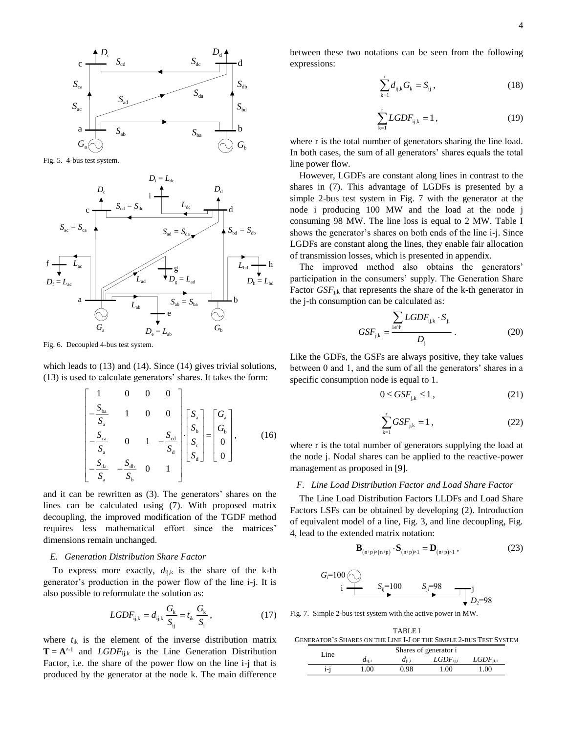Fig. 5. 4-bus test system.

Fig. 6. Decoupled 4-bus test system.

which leads to (13) and (14). Since (14) gives trivial solutions, (13) is used to calculate generators' shares. It takes the form:

$$
\begin{bmatrix}
1 & 0 & 0 & 0 \\
-\frac{S_{\mathrm{ba}}}{S_{\mathrm{a}}} & 1 & 0 & 0 \\
-\frac{S_{\mathrm{ca}}}{S_{\mathrm{a}}} & 0 & 1 & -\frac{S_{\mathrm{cd}}}{S_{\mathrm{d}}} \\
-\frac{S_{\mathrm{da}}}{S_{\mathrm{a}}} & -\frac{S_{\mathrm{db}}}{S_{\mathrm{b}}} & 0 & 1
\end{bmatrix}
\cdot
\begin{bmatrix} S_{\mathrm{a}} \\ S_{\mathrm{b}} \\ S_{\mathrm{c}} \\ S_{\mathrm{d}} \end{bmatrix}
=
\begin{bmatrix} G_{\mathrm{a}} \\ G_{\mathrm{b}} \\ 0 \\ 0 \end{bmatrix},
\tag{16}
$$

and it can be rewritten as (3). The generators' shares on the lines can be calculated using (7). With proposed matrix decoupling, the improved modification of the TGDF method requires less mathematical effort since the matrices' dimensions remain unchanged.

### *E. Generation Distribution Share Factor*

To express more exactly, $d_{\mathrm{ij,k}}$ is the share of the k-th generator's production in the power flow of the line i-j. It is also possible to reformulate the solution as:

$$
LGDF_{\mathrm{ij,k}} = d_{\mathrm{ij,k}} \frac{G_{\mathrm{k}}}{S_{\mathrm{ij}}} = t_{\mathrm{ik}} \frac{G_{\mathrm{k}}}{S_{\mathrm{i}}},
\tag{17}
$$

where $t_{\mathrm{ik}}$ is the element of the inverse distribution matrix $\mathbf{T} = \mathbf{A}'^{-1}$ and $LGDF_{\mathrm{ij,k}}$ is the Line Generation Distribution Factor, i.e. the share of the power flow on the line i-j that is produced by the generator at the node k. The main difference between these two notations can be seen from the following expressions:

$$
\sum_{\mathrm{k=1}}^{\mathrm{r}} d_{\mathrm{ij,k}} G_{\mathrm{k}} = S_{\mathrm{ij}},
\tag{18}
$$

$$
\sum_{\mathrm{k=1}}^{\mathrm{r}} LGDF_{\mathrm{ij,k}} = 1,
\tag{19}
$$

where r is the total number of generators sharing the line load. In both cases, the sum of all generators' shares equals the total line power flow.

However, LGDFs are constant along lines in contrast to the shares in (7). This advantage of LGDFs is presented by a simple 2-bus test system in Fig. 7 with the generator at the node i producing 100 MW and the load at the node j consuming 98 MW. The line loss is equal to 2 MW. Table I shows the generator's shares on both ends of the line i-j. Since LGDFs are constant along the lines, they enable fair allocation of transmission losses, which is presented in appendix.

The improved method also obtains the generators' participation in the consumers' supply. The Generation Share Factor $GSF_{\mathrm{j,k}}$ that represents the share of the k-th generator in the j-th consumption can be calculated as:

$$
GSF_{\mathrm{j,k}} = \frac{\sum_{\mathrm{i}\in\Psi_{\mathrm{j}}} LGDF_{\mathrm{ij,k}} \cdot S_{\mathrm{ji}}}{D_{\mathrm{j}}}.
\tag{20}
$$

Like the GDFs, the GSFs are always positive, they take values between 0 and 1, and the sum of all the generators' shares in a specific consumption node is equal to 1.

$$
0 \le GSF_{\mathrm{j,k}} \le 1,
\tag{21}
$$

$$
\sum_{\mathrm{k=1}}^{\mathrm{r}} GSF_{\mathrm{j,k}} = 1,
\tag{22}
$$

where r is the total number of generators supplying the load at the node j. Nodal shares can be applied to the reactive-power management as proposed in [9].

### *F. Line Load Distribution Factor and Load Share Factor*

The Line Load Distribution Factors LLDFs and Load Share Factors LSFs can be obtained by developing (2). Introduction of equivalent model of a line, Fig. 3, and line decoupling, Fig. 4, lead to the extended matrix notation:

$$
\mathbf{B}_{(\mathrm{n+p})\times(\mathrm{n+p})} \cdot \mathbf{S}_{(\mathrm{n+p})\times 1} = \mathbf{D}_{(\mathrm{n+p})\times 1},
\tag{23}
$$

Fig. 7. Simple 2-bus test system with the active power in MW.

TABLE I
GENERATOR'S SHARES ON THE LINE I-J OF THE SIMPLE 2-BUS TEST SYSTEM

| Line | Shares of generator i | | | |
|---|---|---|---|---|
| | $d_{\mathrm{ij,i}}$ | $d_{\mathrm{ji,i}}$ | $LGDF_{\mathrm{ij,i}}$ | $LGDF_{\mathrm{ji,i}}$ |
| i-j | 1.00 | 0.98 | 1.00 | 1.00 |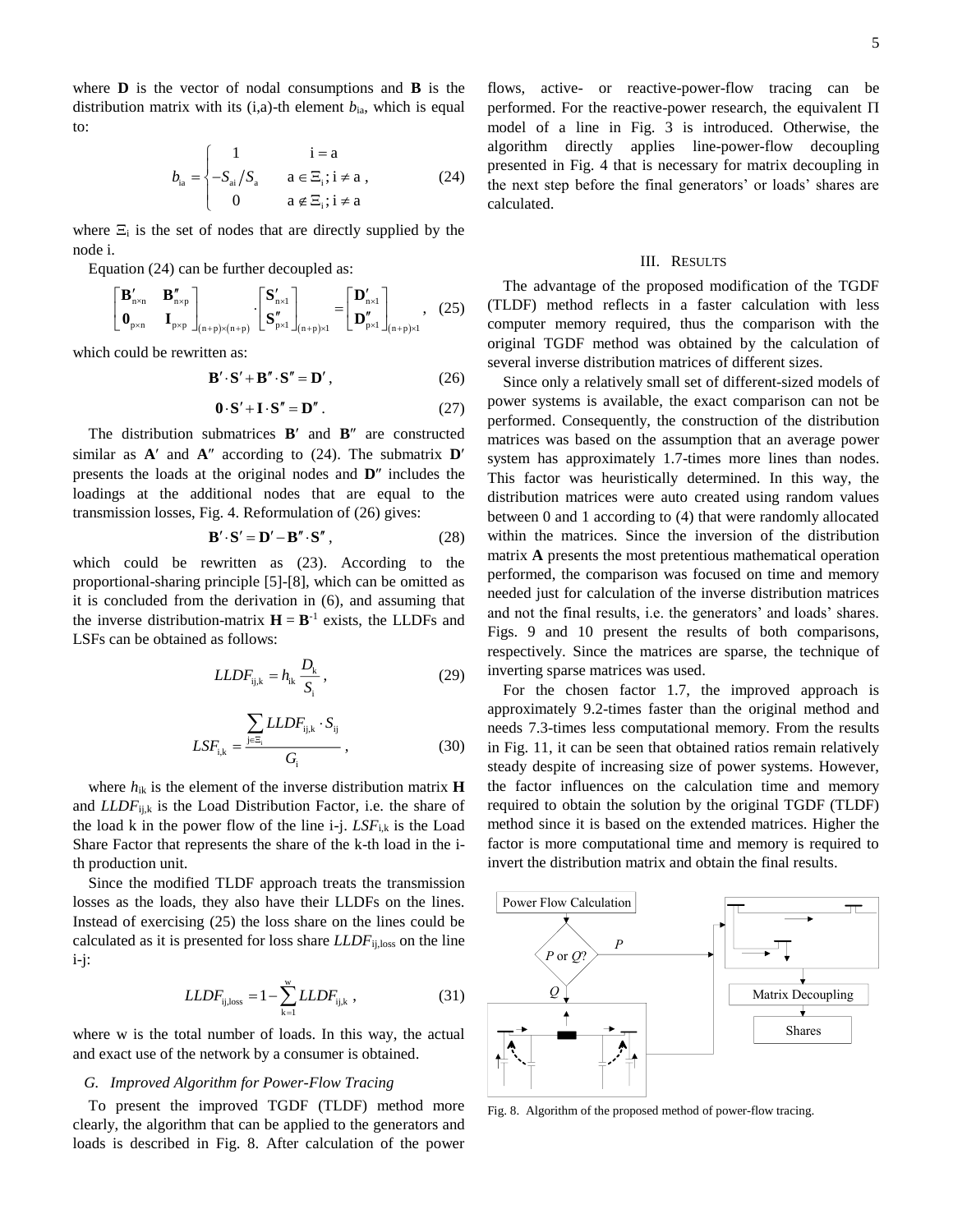where **D** is the vector of nodal consumptions and **B** is the distribution matrix with its (i,a)-th element $b_{ia}$, which is equal to:

$$b_{ia} = \begin{cases} 1 & i = a \\ -S_{ai}/S_a & a \in \Xi_i; i \neq a \\ 0 & a \notin \Xi_i; i \neq a \end{cases}, \tag{24}$$

where $\Xi_i$ is the set of nodes that are directly supplied by the node i.

Equation (24) can be further decoupled as:

$$\begin{bmatrix} \mathbf{B}'_{n\times n} & \mathbf{B}''_{n\times p} \\ \mathbf{0}_{p\times n} & \mathbf{I}_{p\times p} \end{bmatrix}_{(n+p)\times(n+p)} \cdot \begin{bmatrix} \mathbf{S}'_{n\times 1} \\ \mathbf{S}''_{p\times 1} \end{bmatrix}_{(n+p)\times 1} = \begin{bmatrix} \mathbf{D}'_{n\times 1} \\ \mathbf{D}''_{p\times 1} \end{bmatrix}_{(n+p)\times 1}, \tag{25}$$

which could be rewritten as:

$$\mathbf{B}'\cdot\mathbf{S}' + \mathbf{B}''\cdot\mathbf{S}'' = \mathbf{D}', \tag{26}$$

$$\mathbf{0}\cdot\mathbf{S}' + \mathbf{I}\cdot\mathbf{S}'' = \mathbf{D}''. \tag{27}$$

The distribution submatrices $\mathbf{B}'$ and $\mathbf{B}''$ are constructed similar as $\mathbf{A}'$ and $\mathbf{A}''$ according to (24). The submatrix $\mathbf{D}'$ presents the loads at the original nodes and $\mathbf{D}''$ includes the loadings at the additional nodes that are equal to the transmission losses, Fig. 4. Reformulation of (26) gives:

$$\mathbf{B}'\cdot\mathbf{S}' = \mathbf{D}' - \mathbf{B}''\cdot\mathbf{S}'', \tag{28}$$

which could be rewritten as (23). According to the proportional-sharing principle [5]-[8], which can be omitted as it is concluded from the derivation in (6), and assuming that the inverse distribution-matrix $\mathbf{H} = \mathbf{B}^{-1}$ exists, the LLDFs and LSFs can be obtained as follows:

$$LLDF_{ij,k} = h_{ik}\frac{D_k}{S_i}, \tag{29}$$

$$LSF_{i,k} = \frac{\sum_{j\in\Xi_i} LLDF_{ij,k}\cdot S_{ij}}{G_i}, \tag{30}$$

where $h_{ik}$ is the element of the inverse distribution matrix **H** and $LLDF_{ij,k}$ is the Load Distribution Factor, i.e. the share of the load k in the power flow of the line i-j. $LSF_{i,k}$ is the Load Share Factor that represents the share of the k-th load in the i-th production unit.

Since the modified TLDF approach treats the transmission losses as the loads, they also have their LLDFs on the lines. Instead of exercising (25) the loss share on the lines could be calculated as it is presented for loss share $LLDF_{ij,loss}$ on the line i-j:

$$LLDF_{ij,loss} = 1 - \sum_{k=1}^{w} LLDF_{ij,k}, \tag{31}$$

where w is the total number of loads. In this way, the actual and exact use of the network by a consumer is obtained.

### G. Improved Algorithm for Power-Flow Tracing

To present the improved TGDF (TLDF) method more clearly, the algorithm that can be applied to the generators and loads is described in Fig. 8. After calculation of the power flows, active- or reactive-power-flow tracing can be performed. For the reactive-power research, the equivalent Π model of a line in Fig. 3 is introduced. Otherwise, the algorithm directly applies line-power-flow decoupling presented in Fig. 4 that is necessary for matrix decoupling in the next step before the final generators' or loads' shares are calculated.

## III. Results

The advantage of the proposed modification of the TGDF (TLDF) method reflects in a faster calculation with less computer memory required, thus the comparison with the original TGDF method was obtained by the calculation of several inverse distribution matrices of different sizes.

Since only a relatively small set of different-sized models of power systems is available, the exact comparison can not be performed. Consequently, the construction of the distribution matrices was based on the assumption that an average power system has approximately 1.7-times more lines than nodes. This factor was heuristically determined. In this way, the distribution matrices were auto created using random values between 0 and 1 according to (4) that were randomly allocated within the matrices. Since the inversion of the distribution matrix **A** presents the most pretentious mathematical operation performed, the comparison was focused on time and memory needed just for calculation of the inverse distribution matrices and not the final results, i.e. the generators' and loads' shares. Figs. 9 and 10 present the results of both comparisons, respectively. Since the matrices are sparse, the technique of inverting sparse matrices was used.

For the chosen factor 1.7, the improved approach is approximately 9.2-times faster than the original method and needs 7.3-times less computational memory. From the results in Fig. 11, it can be seen that obtained ratios remain relatively steady despite of increasing size of power systems. However, the factor influences on the calculation time and memory required to obtain the solution by the original TGDF (TLDF) method since it is based on the extended matrices. Higher the factor is more computational time and memory is required to invert the distribution matrix and obtain the final results.

Power Flow Calculation → P or Q? → (P) / (Q) → Matrix Decoupling → Shares

Fig. 8. Algorithm of the proposed method of power-flow tracing.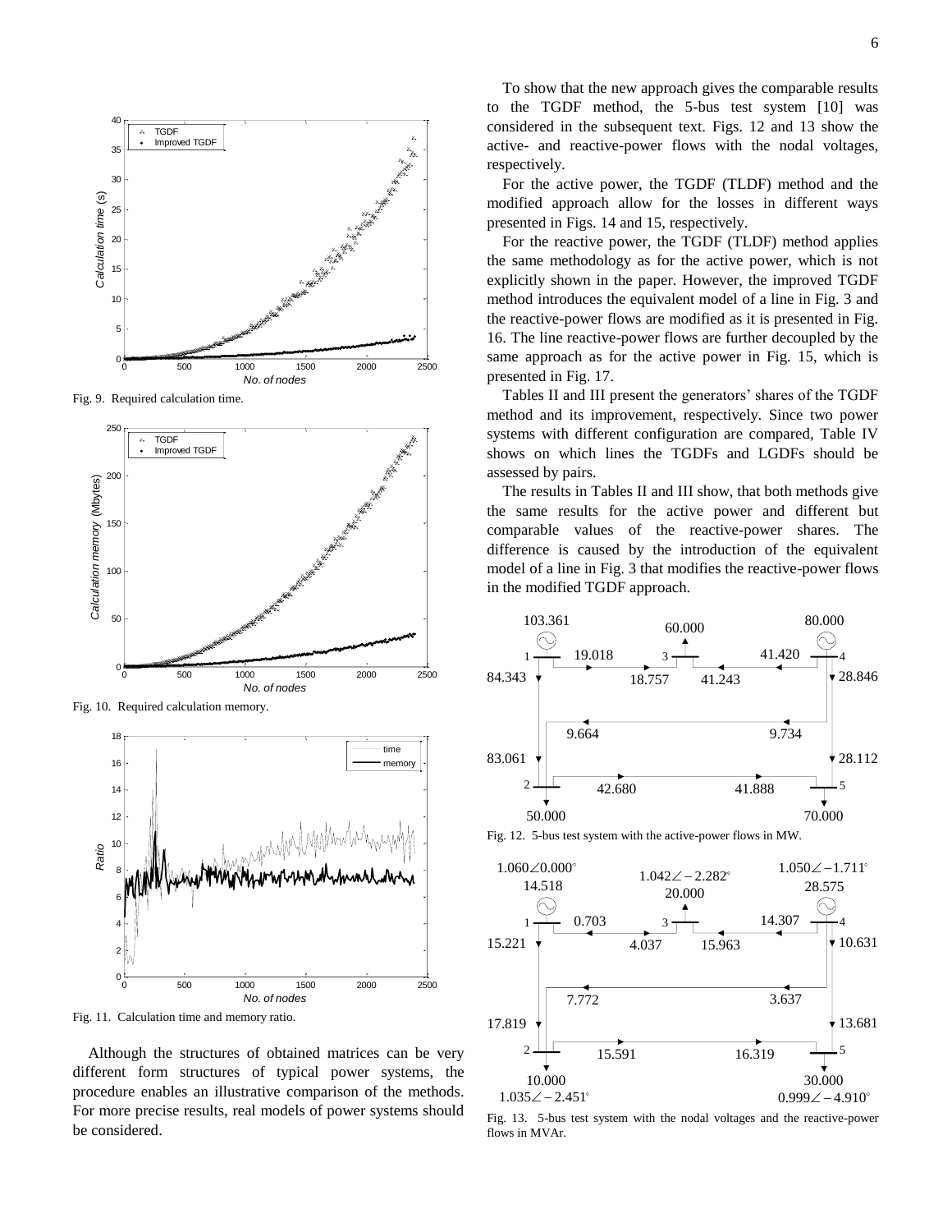Fig. 9. Required calculation time.

Fig. 10. Required calculation memory.

Fig. 11. Calculation time and memory ratio.

Although the structures of obtained matrices can be very different form structures of typical power systems, the procedure enables an illustrative comparison of the methods. For more precise results, real models of power systems should be considered.

To show that the new approach gives the comparable results to the TGDF method, the 5-bus test system [10] was considered in the subsequent text. Figs. 12 and 13 show the active- and reactive-power flows with the nodal voltages, respectively.

For the active power, the TGDF (TLDF) method and the modified approach allow for the losses in different ways presented in Figs. 14 and 15, respectively.

For the reactive power, the TGDF (TLDF) method applies the same methodology as for the active power, which is not explicitly shown in the paper. However, the improved TGDF method introduces the equivalent model of a line in Fig. 3 and the reactive-power flows are modified as it is presented in Fig. 16. The line reactive-power flows are further decoupled by the same approach as for the active power in Fig. 15, which is presented in Fig. 17.

Tables II and III present the generators' shares of the TGDF method and its improvement, respectively. Since two power systems with different configuration are compared, Table IV shows on which lines the TGDFs and LGDFs should be assessed by pairs.

The results in Tables II and III show, that both methods give the same results for the active power and different but comparable values of the reactive-power shares. The difference is caused by the introduction of the equivalent model of a line in Fig. 3 that modifies the reactive-power flows in the modified TGDF approach.

Fig. 12. 5-bus test system with the active-power flows in MW.

Fig. 13. 5-bus test system with the nodal voltages and the reactive-power flows in MVAr.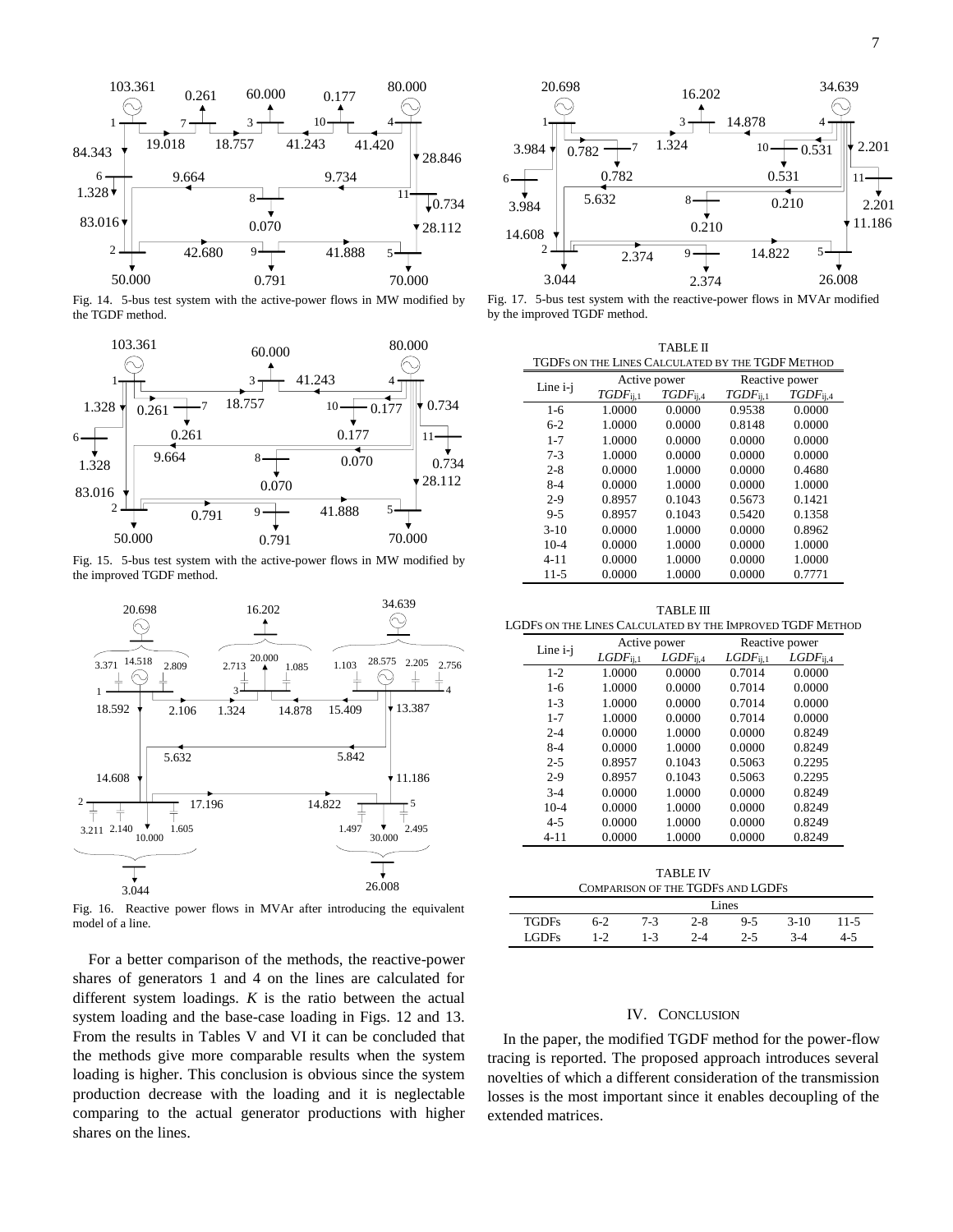Fig. 14. 5-bus test system with the active-power flows in MW modified by the TGDF method.

Fig. 15. 5-bus test system with the active-power flows in MW modified by the improved TGDF method.

Fig. 16. Reactive power flows in MVAr after introducing the equivalent model of a line.

For a better comparison of the methods, the reactive-power shares of generators 1 and 4 on the lines are calculated for different system loadings. *K* is the ratio between the actual system loading and the base-case loading in Figs. 12 and 13. From the results in Tables V and VI it can be concluded that the methods give more comparable results when the system loading is higher. This conclusion is obvious since the system production decrease with the loading and it is neglectable comparing to the actual generator productions with higher shares on the lines.

Fig. 17. 5-bus test system with the reactive-power flows in MVAr modified by the improved TGDF method.

TABLE II
TGDFs ON THE LINES CALCULATED BY THE TGDF METHOD

| Line i-j | Active power | | Reactive power | |
|---|---|---|---|---|
| | $TGDF_{ij,1}$ | $TGDF_{ij,4}$ | $TGDF_{ij,1}$ | $TGDF_{ij,4}$ |
| 1-6 | 1.0000 | 0.0000 | 0.9538 | 0.0000 |
| 6-2 | 1.0000 | 0.0000 | 0.8148 | 0.0000 |
| 1-7 | 1.0000 | 0.0000 | 0.0000 | 0.0000 |
| 7-3 | 1.0000 | 0.0000 | 0.0000 | 0.0000 |
| 2-8 | 0.0000 | 1.0000 | 0.0000 | 0.4680 |
| 8-4 | 0.0000 | 1.0000 | 0.0000 | 1.0000 |
| 2-9 | 0.8957 | 0.1043 | 0.5673 | 0.1421 |
| 9-5 | 0.8957 | 0.1043 | 0.5420 | 0.1358 |
| 3-10 | 0.0000 | 1.0000 | 0.0000 | 0.8962 |
| 10-4 | 0.0000 | 1.0000 | 0.0000 | 1.0000 |
| 4-11 | 0.0000 | 1.0000 | 0.0000 | 1.0000 |
| 11-5 | 0.0000 | 1.0000 | 0.0000 | 0.7771 |

TABLE III
LGDFs ON THE LINES CALCULATED BY THE IMPROVED TGDF METHOD

| Line i-j | Active power | | Reactive power | |
|---|---|---|---|---|
| | $LGDF_{ij,1}$ | $LGDF_{ij,4}$ | $LGDF_{ij,1}$ | $LGDF_{ij,4}$ |
| 1-2 | 1.0000 | 0.0000 | 0.7014 | 0.0000 |
| 1-6 | 1.0000 | 0.0000 | 0.7014 | 0.0000 |
| 1-3 | 1.0000 | 0.0000 | 0.7014 | 0.0000 |
| 1-7 | 1.0000 | 0.0000 | 0.7014 | 0.0000 |
| 2-4 | 0.0000 | 1.0000 | 0.0000 | 0.8249 |
| 8-4 | 0.0000 | 1.0000 | 0.0000 | 0.8249 |
| 2-5 | 0.8957 | 0.1043 | 0.5063 | 0.2295 |
| 2-9 | 0.8957 | 0.1043 | 0.5063 | 0.2295 |
| 3-4 | 0.0000 | 1.0000 | 0.0000 | 0.8249 |
| 10-4 | 0.0000 | 1.0000 | 0.0000 | 0.8249 |
| 4-5 | 0.0000 | 1.0000 | 0.0000 | 0.8249 |
| 4-11 | 0.0000 | 1.0000 | 0.0000 | 0.8249 |

TABLE IV
COMPARISON OF THE TGDFs AND LGDFs

| | Lines | | | | | |
|---|---|---|---|---|---|---|
| TGDFs | 6-2 | 7-3 | 2-8 | 9-5 | 3-10 | 11-5 |
| LGDFs | 1-2 | 1-3 | 2-4 | 2-5 | 3-4 | 4-5 |

## IV. CONCLUSION

In the paper, the modified TGDF method for the power-flow tracing is reported. The proposed approach introduces several novelties of which a different consideration of the transmission losses is the most important since it enables decoupling of the extended matrices.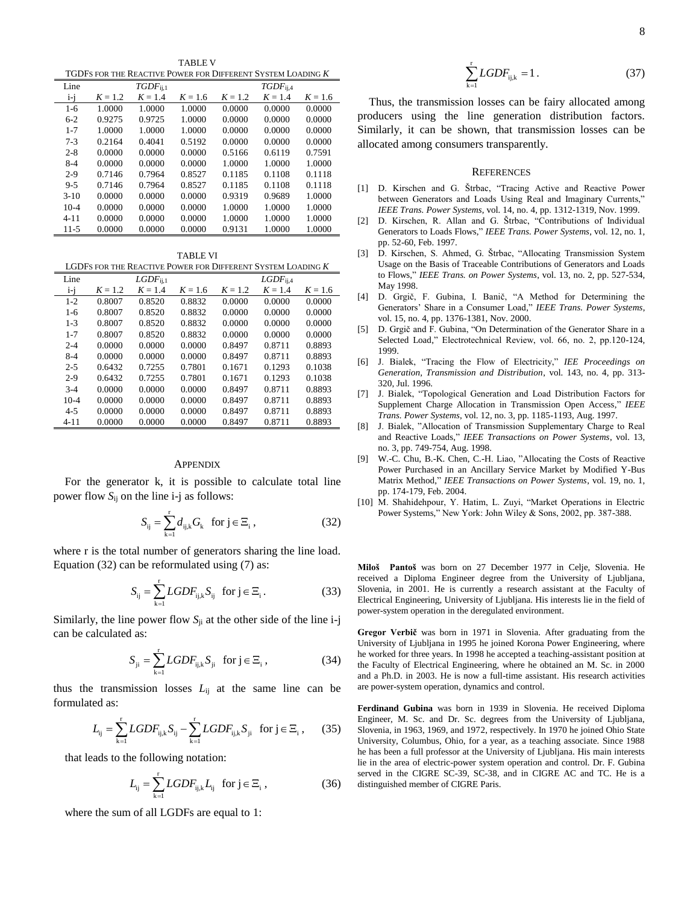TABLE V

TGDFS FOR THE REACTIVE POWER FOR DIFFERENT SYSTEM LOADING $K$

| Line | $TGDF_{ij,1}$ | | | $TGDF_{ij,4}$ | | |
|---|---|---|---|---|---|---|
| i-j | $K = 1.2$ | $K = 1.4$ | $K = 1.6$ | $K = 1.2$ | $K = 1.4$ | $K = 1.6$ |
| 1-6 | 1.0000 | 1.0000 | 1.0000 | 0.0000 | 0.0000 | 0.0000 |
| 6-2 | 0.9275 | 0.9725 | 1.0000 | 0.0000 | 0.0000 | 0.0000 |
| 1-7 | 1.0000 | 1.0000 | 1.0000 | 0.0000 | 0.0000 | 0.0000 |
| 7-3 | 0.2164 | 0.4041 | 0.5192 | 0.0000 | 0.0000 | 0.0000 |
| 2-8 | 0.0000 | 0.0000 | 0.0000 | 0.5166 | 0.6119 | 0.7591 |
| 8-4 | 0.0000 | 0.0000 | 0.0000 | 1.0000 | 1.0000 | 1.0000 |
| 2-9 | 0.7146 | 0.7964 | 0.8527 | 0.1185 | 0.1108 | 0.1118 |
| 9-5 | 0.7146 | 0.7964 | 0.8527 | 0.1185 | 0.1108 | 0.1118 |
| 3-10 | 0.0000 | 0.0000 | 0.0000 | 0.9319 | 0.9689 | 1.0000 |
| 10-4 | 0.0000 | 0.0000 | 0.0000 | 1.0000 | 1.0000 | 1.0000 |
| 4-11 | 0.0000 | 0.0000 | 0.0000 | 1.0000 | 1.0000 | 1.0000 |
| 11-5 | 0.0000 | 0.0000 | 0.0000 | 0.9131 | 1.0000 | 1.0000 |

TABLE VI

LGDFS FOR THE REACTIVE POWER FOR DIFFERENT SYSTEM LOADING $K$

| Line | $LGDF_{ij,1}$ | | | $LGDF_{ij,4}$ | | |
|---|---|---|---|---|---|---|
| i-j | $K = 1.2$ | $K = 1.4$ | $K = 1.6$ | $K = 1.2$ | $K = 1.4$ | $K = 1.6$ |
| 1-2 | 0.8007 | 0.8520 | 0.8832 | 0.0000 | 0.0000 | 0.0000 |
| 1-6 | 0.8007 | 0.8520 | 0.8832 | 0.0000 | 0.0000 | 0.0000 |
| 1-3 | 0.8007 | 0.8520 | 0.8832 | 0.0000 | 0.0000 | 0.0000 |
| 1-7 | 0.8007 | 0.8520 | 0.8832 | 0.0000 | 0.0000 | 0.0000 |
| 2-4 | 0.0000 | 0.0000 | 0.0000 | 0.8497 | 0.8711 | 0.8893 |
| 8-4 | 0.0000 | 0.0000 | 0.0000 | 0.8497 | 0.8711 | 0.8893 |
| 2-5 | 0.6432 | 0.7255 | 0.7801 | 0.1671 | 0.1293 | 0.1038 |
| 2-9 | 0.6432 | 0.7255 | 0.7801 | 0.1671 | 0.1293 | 0.1038 |
| 3-4 | 0.0000 | 0.0000 | 0.0000 | 0.8497 | 0.8711 | 0.8893 |
| 10-4 | 0.0000 | 0.0000 | 0.0000 | 0.8497 | 0.8711 | 0.8893 |
| 4-5 | 0.0000 | 0.0000 | 0.0000 | 0.8497 | 0.8711 | 0.8893 |
| 4-11 | 0.0000 | 0.0000 | 0.0000 | 0.8497 | 0.8711 | 0.8893 |

## APPENDIX

For the generator k, it is possible to calculate total line power flow $S_{ij}$ on the line i-j as follows:

$$S_{ij} = \sum_{k=1}^{r} d_{ij,k} G_k \quad \text{for } j \in \Xi_i \,, \tag{32}$$

where r is the total number of generators sharing the line load. Equation (32) can be reformulated using (7) as:

$$S_{ij} = \sum_{k=1}^{r} LGDF_{ij,k} S_{ij} \quad \text{for } j \in \Xi_i \,. \tag{33}$$

Similarly, the line power flow $S_{ji}$ at the other side of the line i-j can be calculated as:

$$S_{ji} = \sum_{k=1}^{r} LGDF_{ij,k} S_{ji} \quad \text{for } j \in \Xi_i \,, \tag{34}$$

thus the transmission losses $L_{ij}$ at the same line can be formulated as:

$$L_{ij} = \sum_{k=1}^{r} LGDF_{ij,k} S_{ij} - \sum_{k=1}^{r} LGDF_{ij,k} S_{ji} \quad \text{for } j \in \Xi_i \,, \tag{35}$$

that leads to the following notation:

$$L_{ij} = \sum_{k=1}^{r} LGDF_{ij,k} L_{ij} \quad \text{for } j \in \Xi_i \,, \tag{36}$$

where the sum of all LGDFs are equal to 1:

$$\sum_{k=1}^{r} LGDF_{ij,k} = 1 \,. \tag{37}$$

Thus, the transmission losses can be fairy allocated among producers using the line generation distribution factors. Similarly, it can be shown, that transmission losses can be allocated among consumers transparently.

## REFERENCES

[1] D. Kirschen and G. Štrbac, "Tracing Active and Reactive Power between Generators and Loads Using Real and Imaginary Currents," *IEEE Trans. Power Systems*, vol. 14, no. 4, pp. 1312-1319, Nov. 1999.

[2] D. Kirschen, R. Allan and G. Štrbac, "Contributions of Individual Generators to Loads Flows," *IEEE Trans. Power Systems*, vol. 12, no. 1, pp. 52-60, Feb. 1997.

[3] D. Kirschen, S. Ahmed, G. Štrbac, "Allocating Transmission System Usage on the Basis of Traceable Contributions of Generators and Loads to Flows," *IEEE Trans. on Power Systems*, vol. 13, no. 2, pp. 527-534, May 1998.

[4] D. Grgič, F. Gubina, I. Banič, "A Method for Determining the Generators' Share in a Consumer Load," *IEEE Trans. Power Systems*, vol. 15, no. 4, pp. 1376-1381, Nov. 2000.

[5] D. Grgič and F. Gubina, "On Determination of the Generator Share in a Selected Load," Electrotechnical Review, vol. 66, no. 2, pp.120-124, 1999.

[6] J. Bialek, "Tracing the Flow of Electricity," *IEE Proceedings on Generation, Transmission and Distribution*, vol. 143, no. 4, pp. 313-320, Jul. 1996.

[7] J. Bialek, "Topological Generation and Load Distribution Factors for Supplement Charge Allocation in Transmission Open Access," *IEEE Trans. Power Systems*, vol. 12, no. 3, pp. 1185-1193, Aug. 1997.

[8] J. Bialek, "Allocation of Transmission Supplementary Charge to Real and Reactive Loads," *IEEE Transactions on Power Systems*, vol. 13, no. 3, pp. 749-754, Aug. 1998.

[9] W.-C. Chu, B.-K. Chen, C.-H. Liao, "Allocating the Costs of Reactive Power Purchased in an Ancillary Service Market by Modified Y-Bus Matrix Method," *IEEE Transactions on Power Systems*, vol. 19, no. 1, pp. 174-179, Feb. 2004.

[10] M. Shahidehpour, Y. Hatim, L. Zuyi, "Market Operations in Electric Power Systems," New York: John Wiley & Sons, 2002, pp. 387-388.

**Miloš Pantoš** was born on 27 December 1977 in Celje, Slovenia. He received a Diploma Engineer degree from the University of Ljubljana, Slovenia, in 2001. He is currently a research assistant at the Faculty of Electrical Engineering, University of Ljubljana. His interests lie in the field of power-system operation in the deregulated environment.

**Gregor Verbič** was born in 1971 in Slovenia. After graduating from the University of Ljubljana in 1995 he joined Korona Power Engineering, where he worked for three years. In 1998 he accepted a teaching-assistant position at the Faculty of Electrical Engineering, where he obtained an M. Sc. in 2000 and a Ph.D. in 2003. He is now a full-time assistant. His research activities are power-system operation, dynamics and control.

**Ferdinand Gubina** was born in 1939 in Slovenia. He received Diploma Engineer, M. Sc. and Dr. Sc. degrees from the University of Ljubljana, Slovenia, in 1963, 1969, and 1972, respectively. In 1970 he joined Ohio State University, Columbus, Ohio, for a year, as a teaching associate. Since 1988 he has been a full professor at the University of Ljubljana. His main interests lie in the area of electric-power system operation and control. Dr. F. Gubina served in the CIGRE SC-39, SC-38, and in CIGRE AC and TC. He is a distinguished member of CIGRE Paris.